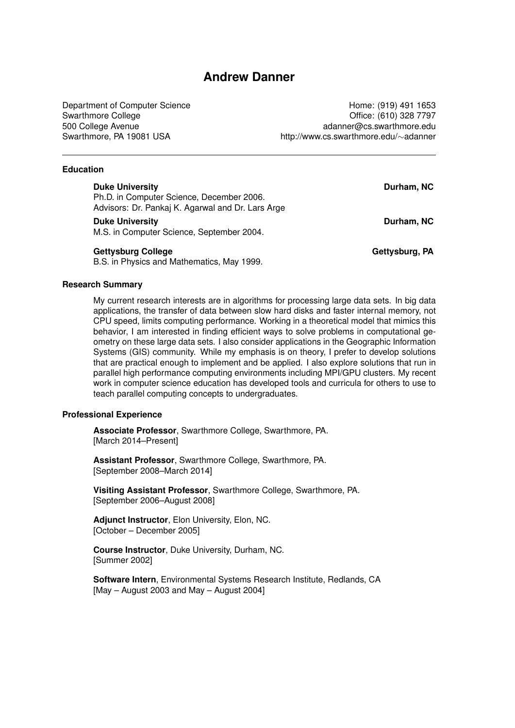# Andrew Danner

Department of Computer Science
Swarthmore College
500 College Avenue
Swarthmore, PA 19081 USA

Home: (919) 491 1653
Office: (610) 328 7797
adanner@cs.swarthmore.edu
http://www.cs.swarthmore.edu/∼adanner

---

## Education

**Duke University** — **Durham, NC**
Ph.D. in Computer Science, December 2006.
Advisors: Dr. Pankaj K. Agarwal and Dr. Lars Arge

**Duke University** — **Durham, NC**
M.S. in Computer Science, September 2004.

**Gettysburg College** — **Gettysburg, PA**
B.S. in Physics and Mathematics, May 1999.

## Research Summary

My current research interests are in algorithms for processing large data sets. In big data applications, the transfer of data between slow hard disks and faster internal memory, not CPU speed, limits computing performance. Working in a theoretical model that mimics this behavior, I am interested in finding efficient ways to solve problems in computational geometry on these large data sets. I also consider applications in the Geographic Information Systems (GIS) community. While my emphasis is on theory, I prefer to develop solutions that are practical enough to implement and be applied. I also explore solutions that run in parallel high performance computing environments including MPI/GPU clusters. My recent work in computer science education has developed tools and curricula for others to use to teach parallel computing concepts to undergraduates.

## Professional Experience

**Associate Professor**, Swarthmore College, Swarthmore, PA.
[March 2014–Present]

**Assistant Professor**, Swarthmore College, Swarthmore, PA.
[September 2008–March 2014]

**Visiting Assistant Professor**, Swarthmore College, Swarthmore, PA.
[September 2006–August 2008]

**Adjunct Instructor**, Elon University, Elon, NC.
[October – December 2005]

**Course Instructor**, Duke University, Durham, NC.
[Summer 2002]

**Software Intern**, Environmental Systems Research Institute, Redlands, CA
[May – August 2003 and May – August 2004]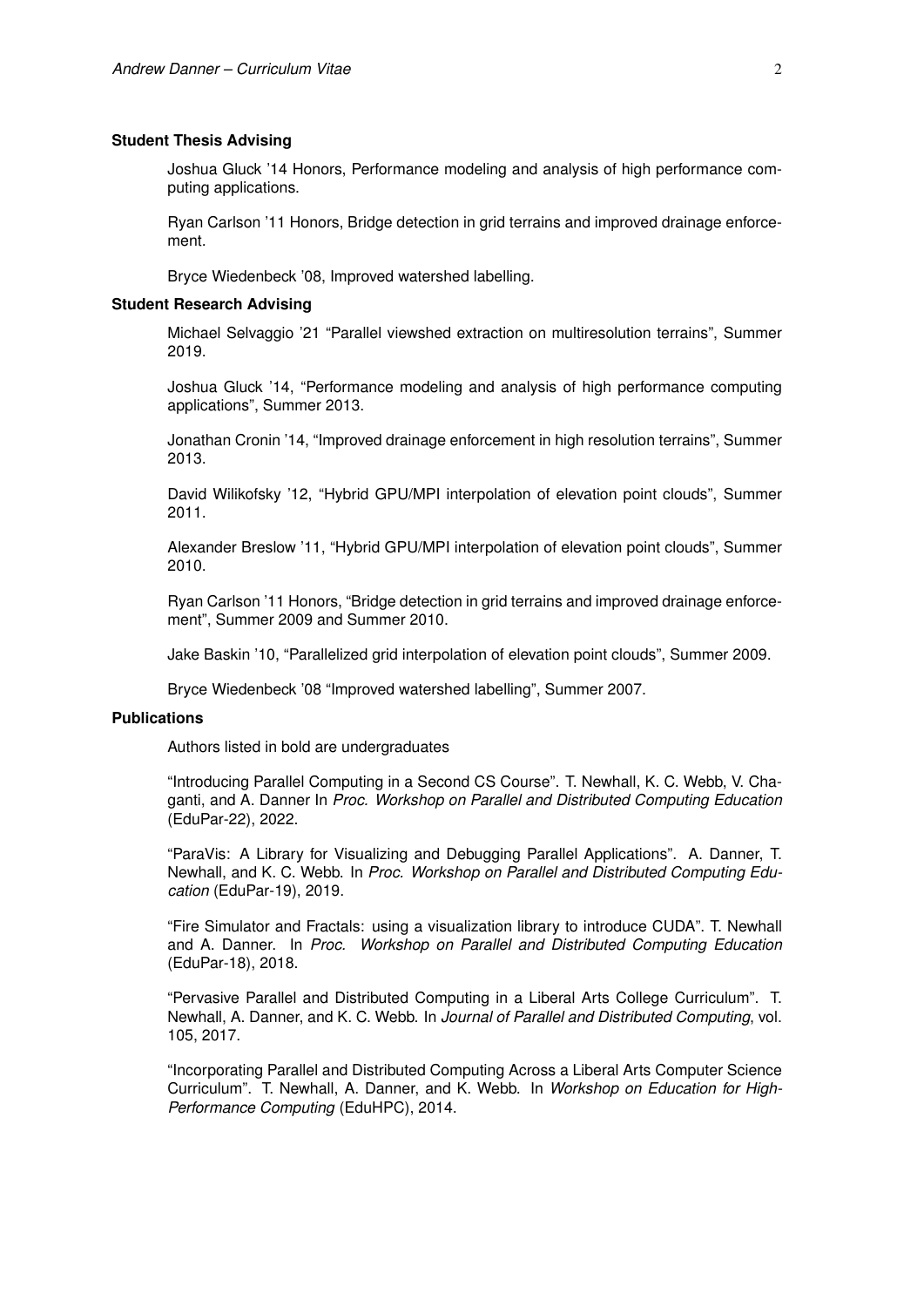## Student Thesis Advising

Joshua Gluck '14 Honors, Performance modeling and analysis of high performance computing applications.

Ryan Carlson '11 Honors, Bridge detection in grid terrains and improved drainage enforcement.

Bryce Wiedenbeck '08, Improved watershed labelling.

## Student Research Advising

Michael Selvaggio '21 "Parallel viewshed extraction on multiresolution terrains", Summer 2019.

Joshua Gluck '14, "Performance modeling and analysis of high performance computing applications", Summer 2013.

Jonathan Cronin '14, "Improved drainage enforcement in high resolution terrains", Summer 2013.

David Wilikofsky '12, "Hybrid GPU/MPI interpolation of elevation point clouds", Summer 2011.

Alexander Breslow '11, "Hybrid GPU/MPI interpolation of elevation point clouds", Summer 2010.

Ryan Carlson '11 Honors, "Bridge detection in grid terrains and improved drainage enforcement", Summer 2009 and Summer 2010.

Jake Baskin '10, "Parallelized grid interpolation of elevation point clouds", Summer 2009.

Bryce Wiedenbeck '08 "Improved watershed labelling", Summer 2007.

## Publications

Authors listed in bold are undergraduates

"Introducing Parallel Computing in a Second CS Course". T. Newhall, K. C. Webb, V. Chaganti, and A. Danner In *Proc. Workshop on Parallel and Distributed Computing Education* (EduPar-22), 2022.

"ParaVis: A Library for Visualizing and Debugging Parallel Applications". A. Danner, T. Newhall, and K. C. Webb. In *Proc. Workshop on Parallel and Distributed Computing Education* (EduPar-19), 2019.

"Fire Simulator and Fractals: using a visualization library to introduce CUDA". T. Newhall and A. Danner. In *Proc. Workshop on Parallel and Distributed Computing Education* (EduPar-18), 2018.

"Pervasive Parallel and Distributed Computing in a Liberal Arts College Curriculum". T. Newhall, A. Danner, and K. C. Webb. In *Journal of Parallel and Distributed Computing*, vol. 105, 2017.

"Incorporating Parallel and Distributed Computing Across a Liberal Arts Computer Science Curriculum". T. Newhall, A. Danner, and K. Webb. In *Workshop on Education for High-Performance Computing* (EduHPC), 2014.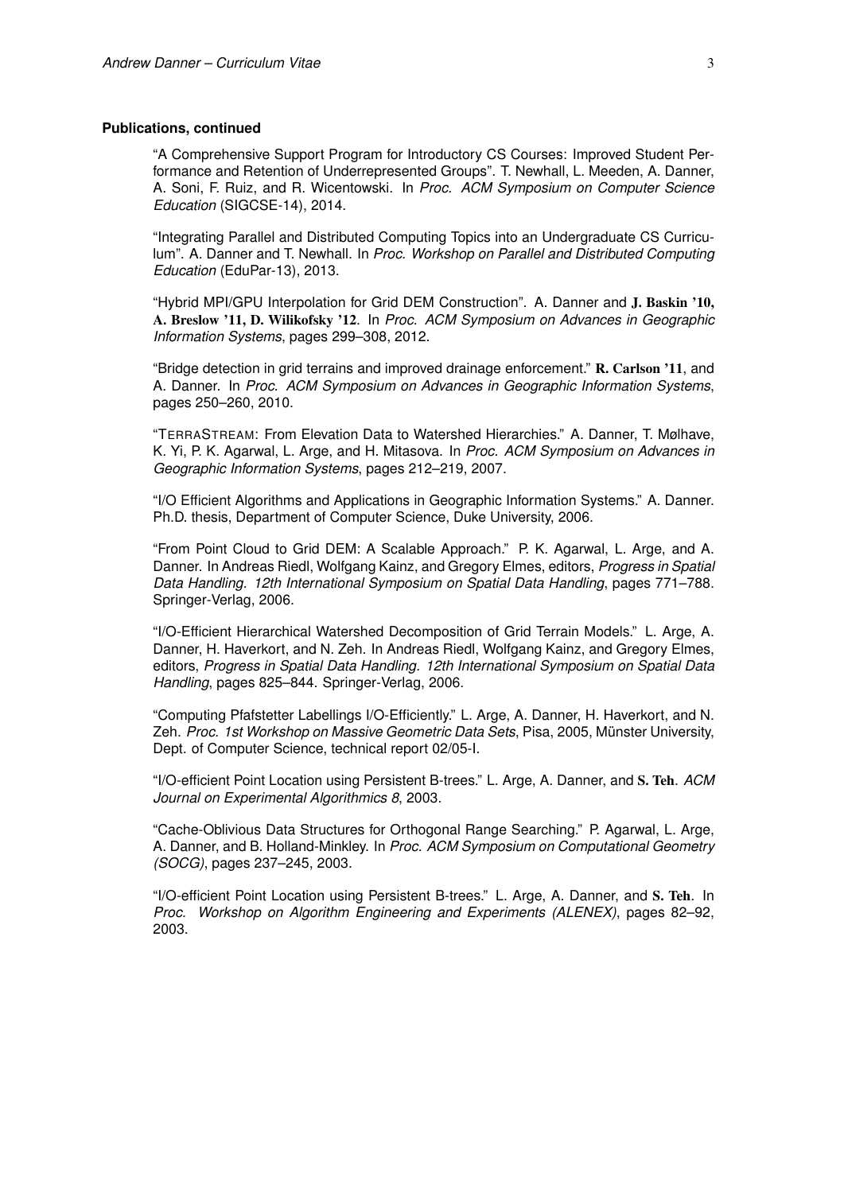**Publications, continued**

"A Comprehensive Support Program for Introductory CS Courses: Improved Student Performance and Retention of Underrepresented Groups". T. Newhall, L. Meeden, A. Danner, A. Soni, F. Ruiz, and R. Wicentowski. In *Proc. ACM Symposium on Computer Science Education* (SIGCSE-14), 2014.

"Integrating Parallel and Distributed Computing Topics into an Undergraduate CS Curriculum". A. Danner and T. Newhall. In *Proc. Workshop on Parallel and Distributed Computing Education* (EduPar-13), 2013.

"Hybrid MPI/GPU Interpolation for Grid DEM Construction". A. Danner and **J. Baskin '10, A. Breslow '11, D. Wilikofsky '12**. In *Proc. ACM Symposium on Advances in Geographic Information Systems*, pages 299–308, 2012.

"Bridge detection in grid terrains and improved drainage enforcement." **R. Carlson '11**, and A. Danner. In *Proc. ACM Symposium on Advances in Geographic Information Systems*, pages 250–260, 2010.

"TERRASTREAM: From Elevation Data to Watershed Hierarchies." A. Danner, T. Mølhave, K. Yi, P. K. Agarwal, L. Arge, and H. Mitasova. In *Proc. ACM Symposium on Advances in Geographic Information Systems*, pages 212–219, 2007.

"I/O Efficient Algorithms and Applications in Geographic Information Systems." A. Danner. Ph.D. thesis, Department of Computer Science, Duke University, 2006.

"From Point Cloud to Grid DEM: A Scalable Approach." P. K. Agarwal, L. Arge, and A. Danner. In Andreas Riedl, Wolfgang Kainz, and Gregory Elmes, editors, *Progress in Spatial Data Handling. 12th International Symposium on Spatial Data Handling*, pages 771–788. Springer-Verlag, 2006.

"I/O-Efficient Hierarchical Watershed Decomposition of Grid Terrain Models." L. Arge, A. Danner, H. Haverkort, and N. Zeh. In Andreas Riedl, Wolfgang Kainz, and Gregory Elmes, editors, *Progress in Spatial Data Handling. 12th International Symposium on Spatial Data Handling*, pages 825–844. Springer-Verlag, 2006.

"Computing Pfafstetter Labellings I/O-Efficiently." L. Arge, A. Danner, H. Haverkort, and N. Zeh. *Proc. 1st Workshop on Massive Geometric Data Sets*, Pisa, 2005, Münster University, Dept. of Computer Science, technical report 02/05-I.

"I/O-efficient Point Location using Persistent B-trees." L. Arge, A. Danner, and **S. Teh**. *ACM Journal on Experimental Algorithmics 8*, 2003.

"Cache-Oblivious Data Structures for Orthogonal Range Searching." P. Agarwal, L. Arge, A. Danner, and B. Holland-Minkley. In *Proc. ACM Symposium on Computational Geometry (SOCG)*, pages 237–245, 2003.

"I/O-efficient Point Location using Persistent B-trees." L. Arge, A. Danner, and **S. Teh**. In *Proc. Workshop on Algorithm Engineering and Experiments (ALENEX)*, pages 82–92, 2003.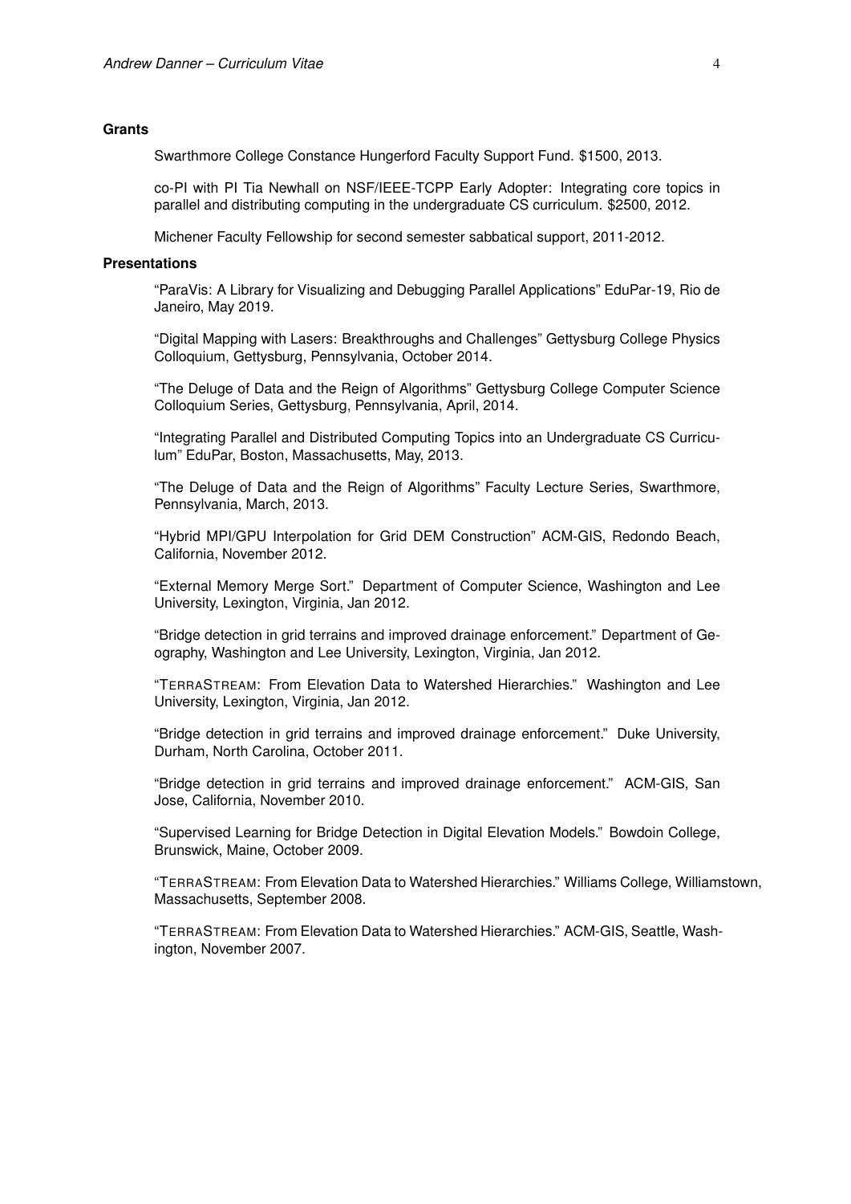## Grants

Swarthmore College Constance Hungerford Faculty Support Fund. $1500, 2013.

co-PI with PI Tia Newhall on NSF/IEEE-TCPP Early Adopter: Integrating core topics in parallel and distributing computing in the undergraduate CS curriculum. $2500, 2012.

Michener Faculty Fellowship for second semester sabbatical support, 2011-2012.

## Presentations

"ParaVis: A Library for Visualizing and Debugging Parallel Applications" EduPar-19, Rio de Janeiro, May 2019.

"Digital Mapping with Lasers: Breakthroughs and Challenges" Gettysburg College Physics Colloquium, Gettysburg, Pennsylvania, October 2014.

"The Deluge of Data and the Reign of Algorithms" Gettysburg College Computer Science Colloquium Series, Gettysburg, Pennsylvania, April, 2014.

"Integrating Parallel and Distributed Computing Topics into an Undergraduate CS Curriculum" EduPar, Boston, Massachusetts, May, 2013.

"The Deluge of Data and the Reign of Algorithms" Faculty Lecture Series, Swarthmore, Pennsylvania, March, 2013.

"Hybrid MPI/GPU Interpolation for Grid DEM Construction" ACM-GIS, Redondo Beach, California, November 2012.

"External Memory Merge Sort." Department of Computer Science, Washington and Lee University, Lexington, Virginia, Jan 2012.

"Bridge detection in grid terrains and improved drainage enforcement." Department of Geography, Washington and Lee University, Lexington, Virginia, Jan 2012.

"TERRASTREAM: From Elevation Data to Watershed Hierarchies." Washington and Lee University, Lexington, Virginia, Jan 2012.

"Bridge detection in grid terrains and improved drainage enforcement." Duke University, Durham, North Carolina, October 2011.

"Bridge detection in grid terrains and improved drainage enforcement." ACM-GIS, San Jose, California, November 2010.

"Supervised Learning for Bridge Detection in Digital Elevation Models." Bowdoin College, Brunswick, Maine, October 2009.

"TERRASTREAM: From Elevation Data to Watershed Hierarchies." Williams College, Williamstown, Massachusetts, September 2008.

"TERRASTREAM: From Elevation Data to Watershed Hierarchies." ACM-GIS, Seattle, Washington, November 2007.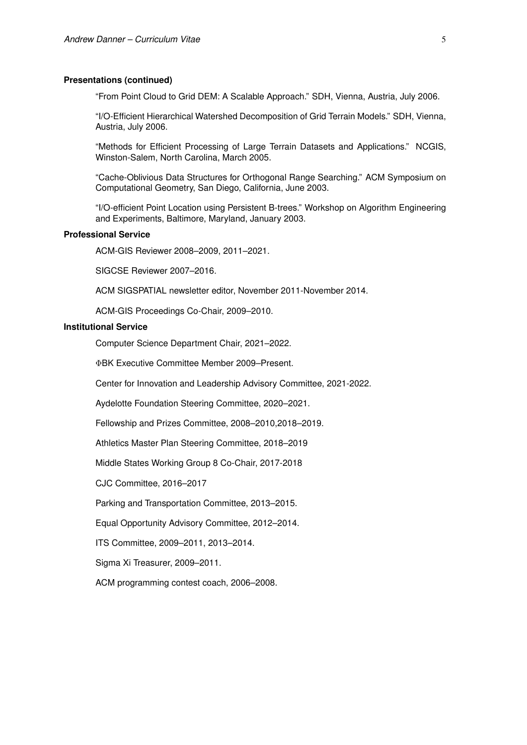## Presentations (continued)

"From Point Cloud to Grid DEM: A Scalable Approach." SDH, Vienna, Austria, July 2006.

"I/O-Efficient Hierarchical Watershed Decomposition of Grid Terrain Models." SDH, Vienna, Austria, July 2006.

"Methods for Efficient Processing of Large Terrain Datasets and Applications." NCGIS, Winston-Salem, North Carolina, March 2005.

"Cache-Oblivious Data Structures for Orthogonal Range Searching." ACM Symposium on Computational Geometry, San Diego, California, June 2003.

"I/O-efficient Point Location using Persistent B-trees." Workshop on Algorithm Engineering and Experiments, Baltimore, Maryland, January 2003.

## Professional Service

ACM-GIS Reviewer 2008–2009, 2011–2021.

SIGCSE Reviewer 2007–2016.

ACM SIGSPATIAL newsletter editor, November 2011-November 2014.

ACM-GIS Proceedings Co-Chair, 2009–2010.

## Institutional Service

Computer Science Department Chair, 2021–2022.

ΦBK Executive Committee Member 2009–Present.

Center for Innovation and Leadership Advisory Committee, 2021-2022.

Aydelotte Foundation Steering Committee, 2020–2021.

Fellowship and Prizes Committee, 2008–2010,2018–2019.

Athletics Master Plan Steering Committee, 2018–2019

Middle States Working Group 8 Co-Chair, 2017-2018

CJC Committee, 2016–2017

Parking and Transportation Committee, 2013–2015.

Equal Opportunity Advisory Committee, 2012–2014.

ITS Committee, 2009–2011, 2013–2014.

Sigma Xi Treasurer, 2009–2011.

ACM programming contest coach, 2006–2008.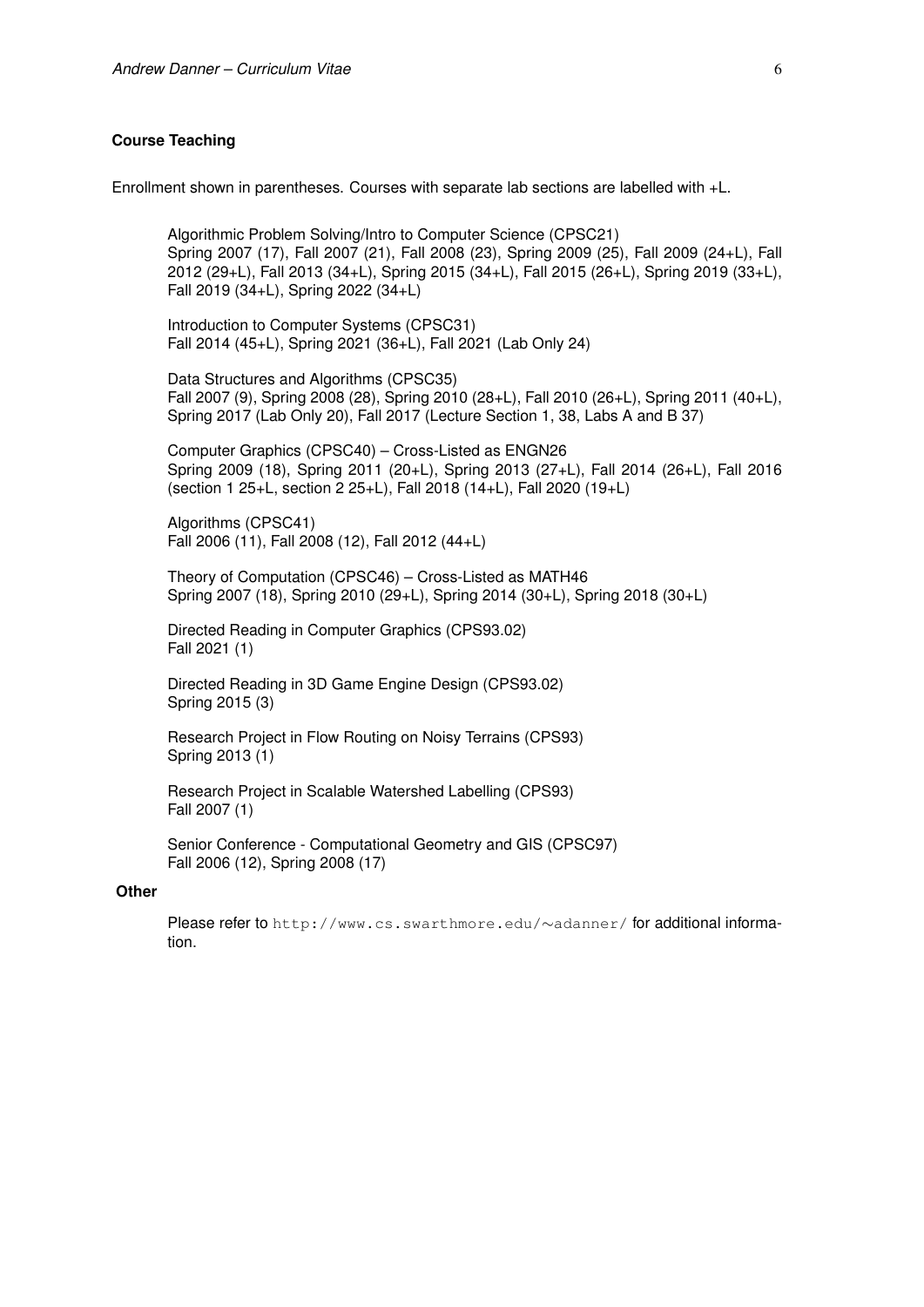### Course Teaching

Enrollment shown in parentheses. Courses with separate lab sections are labelled with +L.

Algorithmic Problem Solving/Intro to Computer Science (CPSC21)
Spring 2007 (17), Fall 2007 (21), Fall 2008 (23), Spring 2009 (25), Fall 2009 (24+L), Fall 2012 (29+L), Fall 2013 (34+L), Spring 2015 (34+L), Fall 2015 (26+L), Spring 2019 (33+L), Fall 2019 (34+L), Spring 2022 (34+L)

Introduction to Computer Systems (CPSC31)
Fall 2014 (45+L), Spring 2021 (36+L), Fall 2021 (Lab Only 24)

Data Structures and Algorithms (CPSC35)
Fall 2007 (9), Spring 2008 (28), Spring 2010 (28+L), Fall 2010 (26+L), Spring 2011 (40+L), Spring 2017 (Lab Only 20), Fall 2017 (Lecture Section 1, 38, Labs A and B 37)

Computer Graphics (CPSC40) – Cross-Listed as ENGN26
Spring 2009 (18), Spring 2011 (20+L), Spring 2013 (27+L), Fall 2014 (26+L), Fall 2016 (section 1 25+L, section 2 25+L), Fall 2018 (14+L), Fall 2020 (19+L)

Algorithms (CPSC41)
Fall 2006 (11), Fall 2008 (12), Fall 2012 (44+L)

Theory of Computation (CPSC46) – Cross-Listed as MATH46
Spring 2007 (18), Spring 2010 (29+L), Spring 2014 (30+L), Spring 2018 (30+L)

Directed Reading in Computer Graphics (CPS93.02)
Fall 2021 (1)

Directed Reading in 3D Game Engine Design (CPS93.02)
Spring 2015 (3)

Research Project in Flow Routing on Noisy Terrains (CPS93)
Spring 2013 (1)

Research Project in Scalable Watershed Labelling (CPS93)
Fall 2007 (1)

Senior Conference - Computational Geometry and GIS (CPSC97)
Fall 2006 (12), Spring 2008 (17)

### Other

Please refer to `http://www.cs.swarthmore.edu/~adanner/` for additional information.